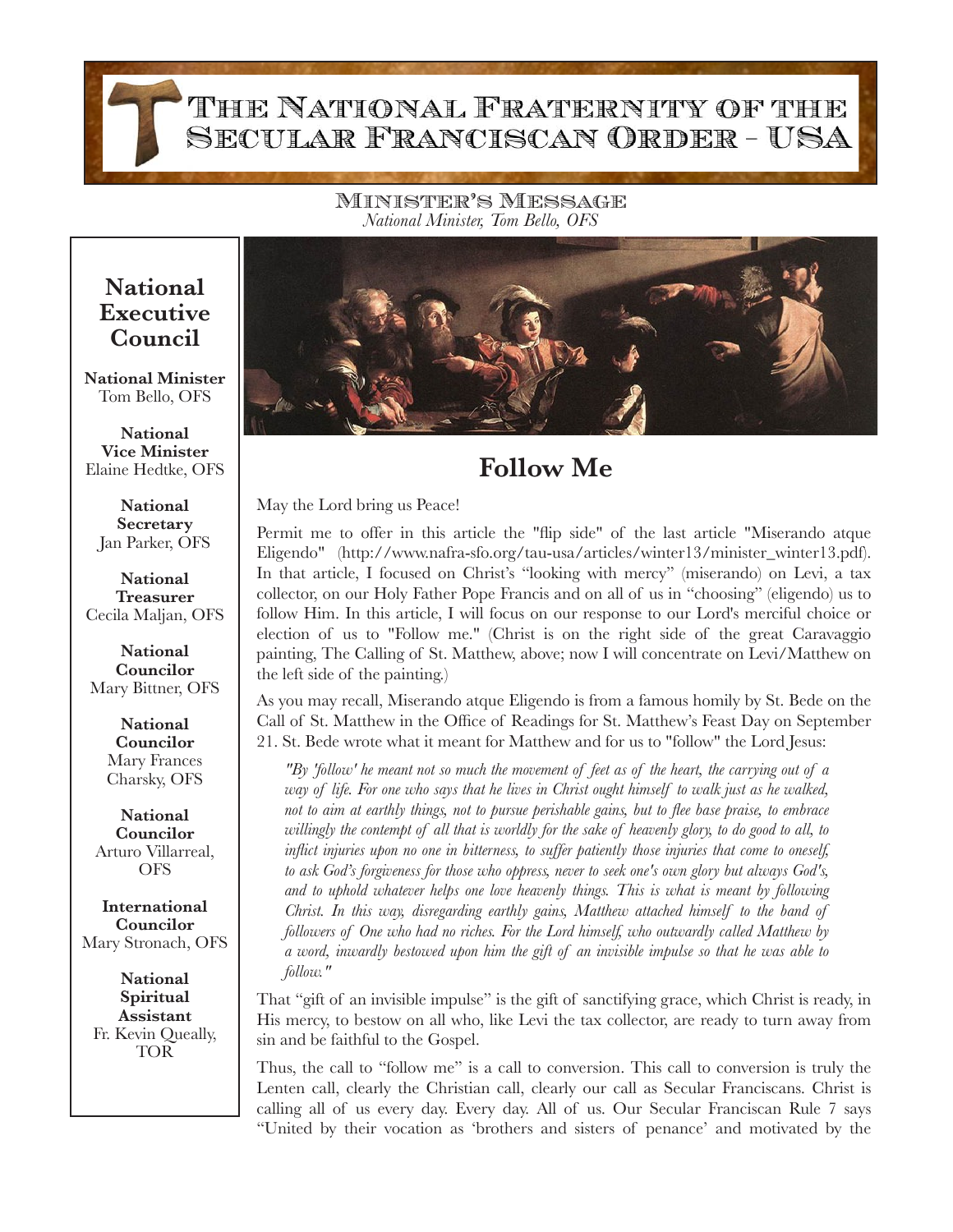# The National Fraternity of the Secular Franciscan Order - USA

## Minister's Message

*National Minister, Tom Bello, OFS*

## National Executive Council

**National Minister**
Tom Bello, OFS

**National Vice Minister**
Elaine Hedtke, OFS

**National Secretary**
Jan Parker, OFS

**National Treasurer**
Cecila Maljan, OFS

**National Councilor**
Mary Bittner, OFS

**National Councilor**
Mary Frances Charsky, OFS

**National Councilor**
Arturo Villarreal, OFS

**International Councilor**
Mary Stronach, OFS

**National Spiritual Assistant**
Fr. Kevin Queally, TOR

# Follow Me

May the Lord bring us Peace!

Permit me to offer in this article the "flip side" of the last article "Miserando atque Eligendo" (http://www.nafra-sfo.org/tau-usa/articles/winter13/minister_winter13.pdf). In that article, I focused on Christ's "looking with mercy" (miserando) on Levi, a tax collector, on our Holy Father Pope Francis and on all of us in "choosing" (eligendo) us to follow Him. In this article, I will focus on our response to our Lord's merciful choice or election of us to "Follow me." (Christ is on the right side of the great Caravaggio painting, The Calling of St. Matthew, above; now I will concentrate on Levi/Matthew on the left side of the painting.)

As you may recall, Miserando atque Eligendo is from a famous homily by St. Bede on the Call of St. Matthew in the Office of Readings for St. Matthew's Feast Day on September 21. St. Bede wrote what it meant for Matthew and for us to "follow" the Lord Jesus:

> *"By 'follow' he meant not so much the movement of feet as of the heart, the carrying out of a way of life. For one who says that he lives in Christ ought himself to walk just as he walked, not to aim at earthly things, not to pursue perishable gains, but to flee base praise, to embrace willingly the contempt of all that is worldly for the sake of heavenly glory, to do good to all, to inflict injuries upon no one in bitterness, to suffer patiently those injuries that come to oneself, to ask God's forgiveness for those who oppress, never to seek one's own glory but always God's, and to uphold whatever helps one love heavenly things. This is what is meant by following Christ. In this way, disregarding earthly gains, Matthew attached himself to the band of followers of One who had no riches. For the Lord himself, who outwardly called Matthew by a word, inwardly bestowed upon him the gift of an invisible impulse so that he was able to follow."*

That "gift of an invisible impulse" is the gift of sanctifying grace, which Christ is ready, in His mercy, to bestow on all who, like Levi the tax collector, are ready to turn away from sin and be faithful to the Gospel.

Thus, the call to "follow me" is a call to conversion. This call to conversion is truly the Lenten call, clearly the Christian call, clearly our call as Secular Franciscans. Christ is calling all of us every day. Every day. All of us. Our Secular Franciscan Rule 7 says "United by their vocation as 'brothers and sisters of penance' and motivated by the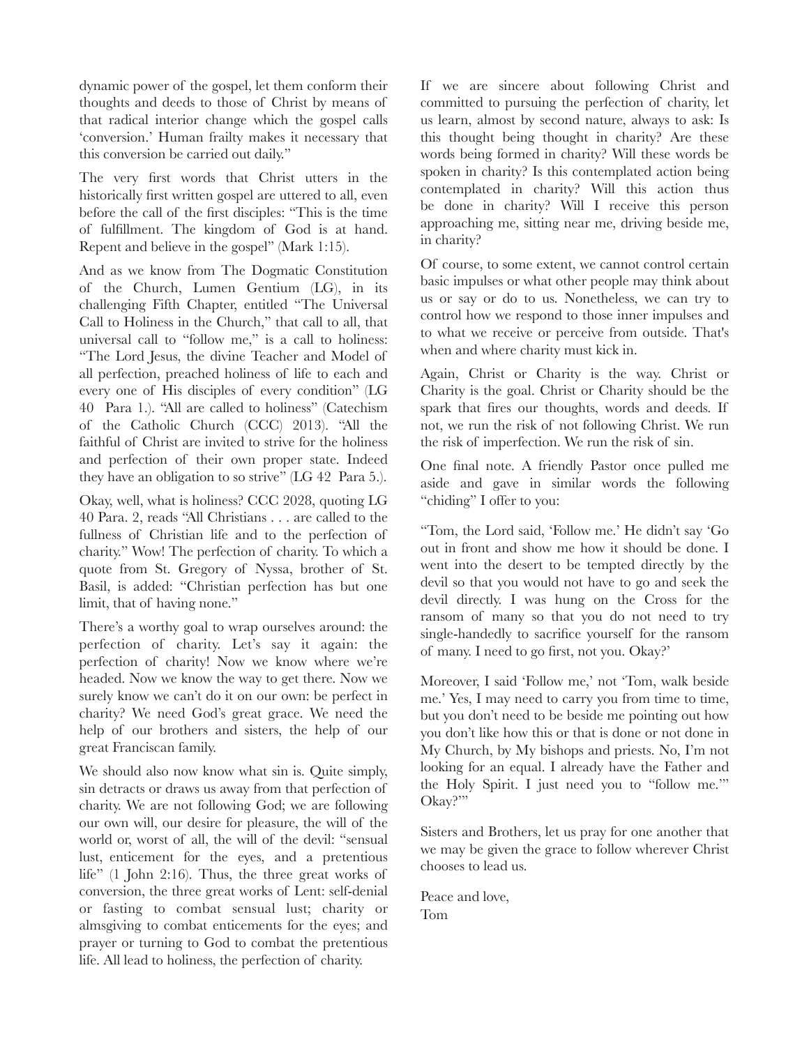dynamic power of the gospel, let them conform their thoughts and deeds to those of Christ by means of that radical interior change which the gospel calls 'conversion.' Human frailty makes it necessary that this conversion be carried out daily."

The very first words that Christ utters in the historically first written gospel are uttered to all, even before the call of the first disciples: "This is the time of fulfillment. The kingdom of God is at hand. Repent and believe in the gospel" (Mark 1:15).

And as we know from The Dogmatic Constitution of the Church, Lumen Gentium (LG), in its challenging Fifth Chapter, entitled "The Universal Call to Holiness in the Church," that call to all, that universal call to "follow me," is a call to holiness: "The Lord Jesus, the divine Teacher and Model of all perfection, preached holiness of life to each and every one of His disciples of every condition" (LG 40 Para 1.). "All are called to holiness" (Catechism of the Catholic Church (CCC) 2013). "All the faithful of Christ are invited to strive for the holiness and perfection of their own proper state. Indeed they have an obligation to so strive" (LG 42 Para 5.).

Okay, well, what is holiness? CCC 2028, quoting LG 40 Para. 2, reads "All Christians . . . are called to the fullness of Christian life and to the perfection of charity." Wow! The perfection of charity. To which a quote from St. Gregory of Nyssa, brother of St. Basil, is added: "Christian perfection has but one limit, that of having none."

There's a worthy goal to wrap ourselves around: the perfection of charity. Let's say it again: the perfection of charity! Now we know where we're headed. Now we know the way to get there. Now we surely know we can't do it on our own: be perfect in charity? We need God's great grace. We need the help of our brothers and sisters, the help of our great Franciscan family.

We should also now know what sin is. Quite simply, sin detracts or draws us away from that perfection of charity. We are not following God; we are following our own will, our desire for pleasure, the will of the world or, worst of all, the will of the devil: "sensual lust, enticement for the eyes, and a pretentious life" (1 John 2:16). Thus, the three great works of conversion, the three great works of Lent: self-denial or fasting to combat sensual lust; charity or almsgiving to combat enticements for the eyes; and prayer or turning to God to combat the pretentious life. All lead to holiness, the perfection of charity.

If we are sincere about following Christ and committed to pursuing the perfection of charity, let us learn, almost by second nature, always to ask: Is this thought being thought in charity? Are these words being formed in charity? Will these words be spoken in charity? Is this contemplated action being contemplated in charity? Will this action thus be done in charity? Will I receive this person approaching me, sitting near me, driving beside me, in charity?

Of course, to some extent, we cannot control certain basic impulses or what other people may think about us or say or do to us. Nonetheless, we can try to control how we respond to those inner impulses and to what we receive or perceive from outside. That's when and where charity must kick in.

Again, Christ or Charity is the way. Christ or Charity is the goal. Christ or Charity should be the spark that fires our thoughts, words and deeds. If not, we run the risk of not following Christ. We run the risk of imperfection. We run the risk of sin.

One final note. A friendly Pastor once pulled me aside and gave in similar words the following "chiding" I offer to you:

"Tom, the Lord said, 'Follow me.' He didn't say 'Go out in front and show me how it should be done. I went into the desert to be tempted directly by the devil so that you would not have to go and seek the devil directly. I was hung on the Cross for the ransom of many so that you do not need to try single-handedly to sacrifice yourself for the ransom of many. I need to go first, not you. Okay?'

Moreover, I said 'Follow me,' not 'Tom, walk beside me.' Yes, I may need to carry you from time to time, but you don't need to be beside me pointing out how you don't like how this or that is done or not done in My Church, by My bishops and priests. No, I'm not looking for an equal. I already have the Father and the Holy Spirit. I just need you to "follow me.'" Okay?'"

Sisters and Brothers, let us pray for one another that we may be given the grace to follow wherever Christ chooses to lead us.

Peace and love,
Tom